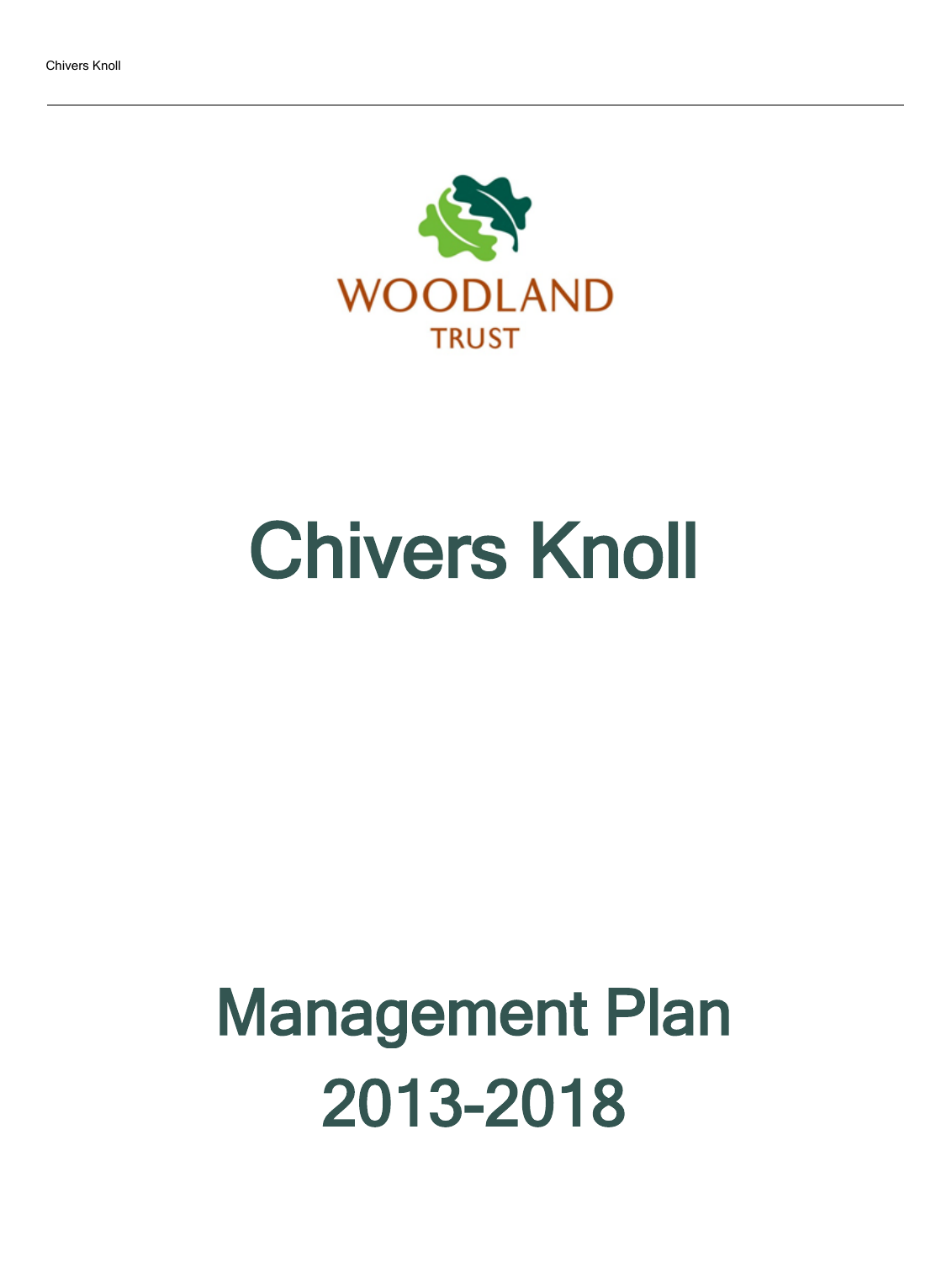WOODLAND
TRUST

# Chivers Knoll

# Management Plan
# 2013-2018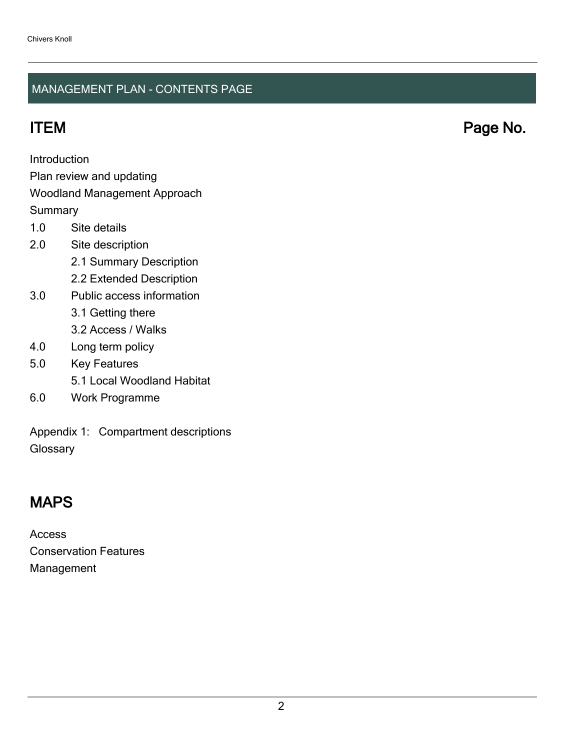## MANAGEMENT PLAN - CONTENTS PAGE

## ITEM Page No.

Introduction

Plan review and updating

Woodland Management Approach

Summary

1.0 Site details

2.0 Site description

 2.1 Summary Description

 2.2 Extended Description

3.0 Public access information

 3.1 Getting there

 3.2 Access / Walks

4.0 Long term policy

5.0 Key Features

 5.1 Local Woodland Habitat

6.0 Work Programme

Appendix 1: Compartment descriptions

Glossary

## MAPS

Access

Conservation Features

Management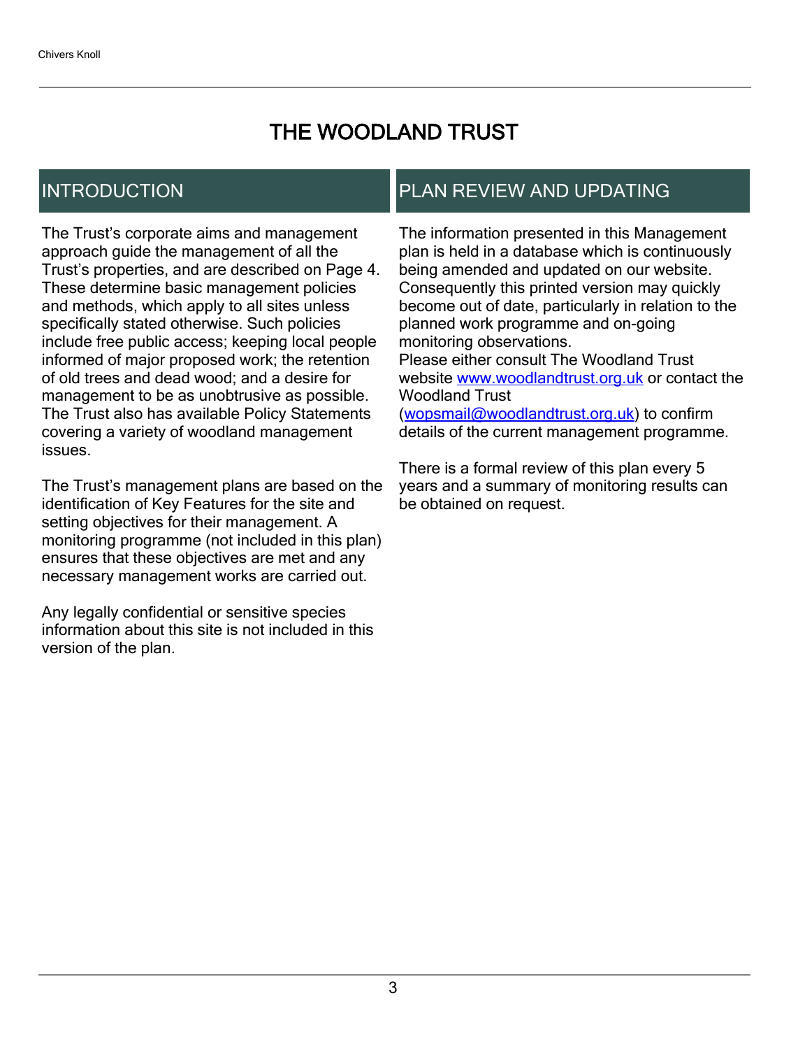# THE WOODLAND TRUST

## INTRODUCTION

The Trust's corporate aims and management approach guide the management of all the Trust's properties, and are described on Page 4. These determine basic management policies and methods, which apply to all sites unless specifically stated otherwise. Such policies include free public access; keeping local people informed of major proposed work; the retention of old trees and dead wood; and a desire for management to be as unobtrusive as possible. The Trust also has available Policy Statements covering a variety of woodland management issues.

The Trust's management plans are based on the identification of Key Features for the site and setting objectives for their management. A monitoring programme (not included in this plan) ensures that these objectives are met and any necessary management works are carried out.

Any legally confidential or sensitive species information about this site is not included in this version of the plan.

## PLAN REVIEW AND UPDATING

The information presented in this Management plan is held in a database which is continuously being amended and updated on our website. Consequently this printed version may quickly become out of date, particularly in relation to the planned work programme and on-going monitoring observations.
Please either consult The Woodland Trust website [www.woodlandtrust.org.uk](http://www.woodlandtrust.org.uk) or contact the Woodland Trust ([wopsmail@woodlandtrust.org.uk](mailto:wopsmail@woodlandtrust.org.uk)) to confirm details of the current management programme.

There is a formal review of this plan every 5 years and a summary of monitoring results can be obtained on request.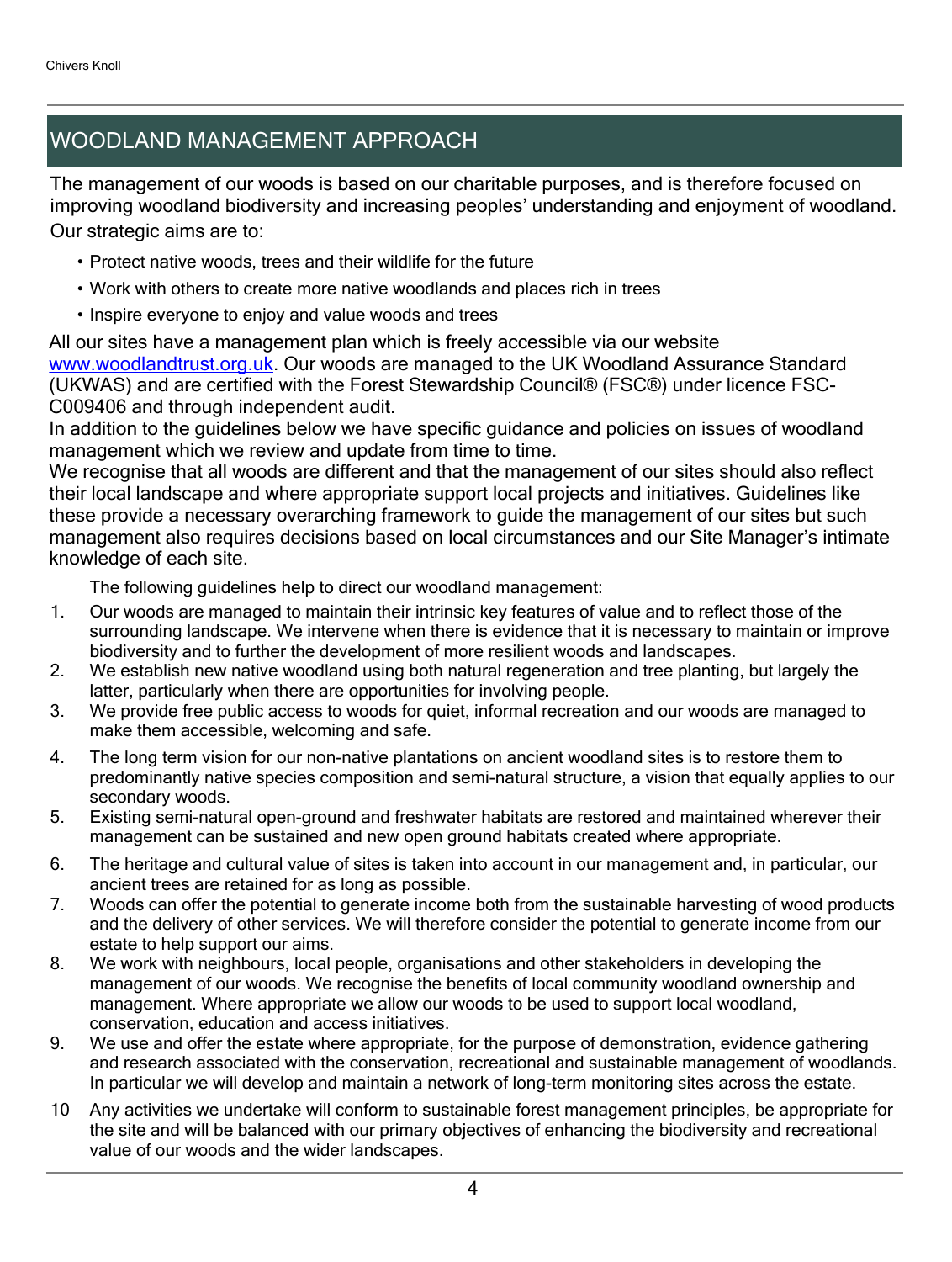## WOODLAND MANAGEMENT APPROACH

The management of our woods is based on our charitable purposes, and is therefore focused on improving woodland biodiversity and increasing peoples' understanding and enjoyment of woodland. Our strategic aims are to:

- Protect native woods, trees and their wildlife for the future
- Work with others to create more native woodlands and places rich in trees
- Inspire everyone to enjoy and value woods and trees

All our sites have a management plan which is freely accessible via our website www.woodlandtrust.org.uk. Our woods are managed to the UK Woodland Assurance Standard (UKWAS) and are certified with the Forest Stewardship Council® (FSC®) under licence FSC-C009406 and through independent audit.
In addition to the guidelines below we have specific guidance and policies on issues of woodland management which we review and update from time to time.
We recognise that all woods are different and that the management of our sites should also reflect their local landscape and where appropriate support local projects and initiatives. Guidelines like these provide a necessary overarching framework to guide the management of our sites but such management also requires decisions based on local circumstances and our Site Manager's intimate knowledge of each site.

The following guidelines help to direct our woodland management:

1. Our woods are managed to maintain their intrinsic key features of value and to reflect those of the surrounding landscape. We intervene when there is evidence that it is necessary to maintain or improve biodiversity and to further the development of more resilient woods and landscapes.
2. We establish new native woodland using both natural regeneration and tree planting, but largely the latter, particularly when there are opportunities for involving people.
3. We provide free public access to woods for quiet, informal recreation and our woods are managed to make them accessible, welcoming and safe.
4. The long term vision for our non-native plantations on ancient woodland sites is to restore them to predominantly native species composition and semi-natural structure, a vision that equally applies to our secondary woods.
5. Existing semi-natural open-ground and freshwater habitats are restored and maintained wherever their management can be sustained and new open ground habitats created where appropriate.
6. The heritage and cultural value of sites is taken into account in our management and, in particular, our ancient trees are retained for as long as possible.
7. Woods can offer the potential to generate income both from the sustainable harvesting of wood products and the delivery of other services. We will therefore consider the potential to generate income from our estate to help support our aims.
8. We work with neighbours, local people, organisations and other stakeholders in developing the management of our woods. We recognise the benefits of local community woodland ownership and management. Where appropriate we allow our woods to be used to support local woodland, conservation, education and access initiatives.
9. We use and offer the estate where appropriate, for the purpose of demonstration, evidence gathering and research associated with the conservation, recreational and sustainable management of woodlands. In particular we will develop and maintain a network of long-term monitoring sites across the estate.
10. Any activities we undertake will conform to sustainable forest management principles, be appropriate for the site and will be balanced with our primary objectives of enhancing the biodiversity and recreational value of our woods and the wider landscapes.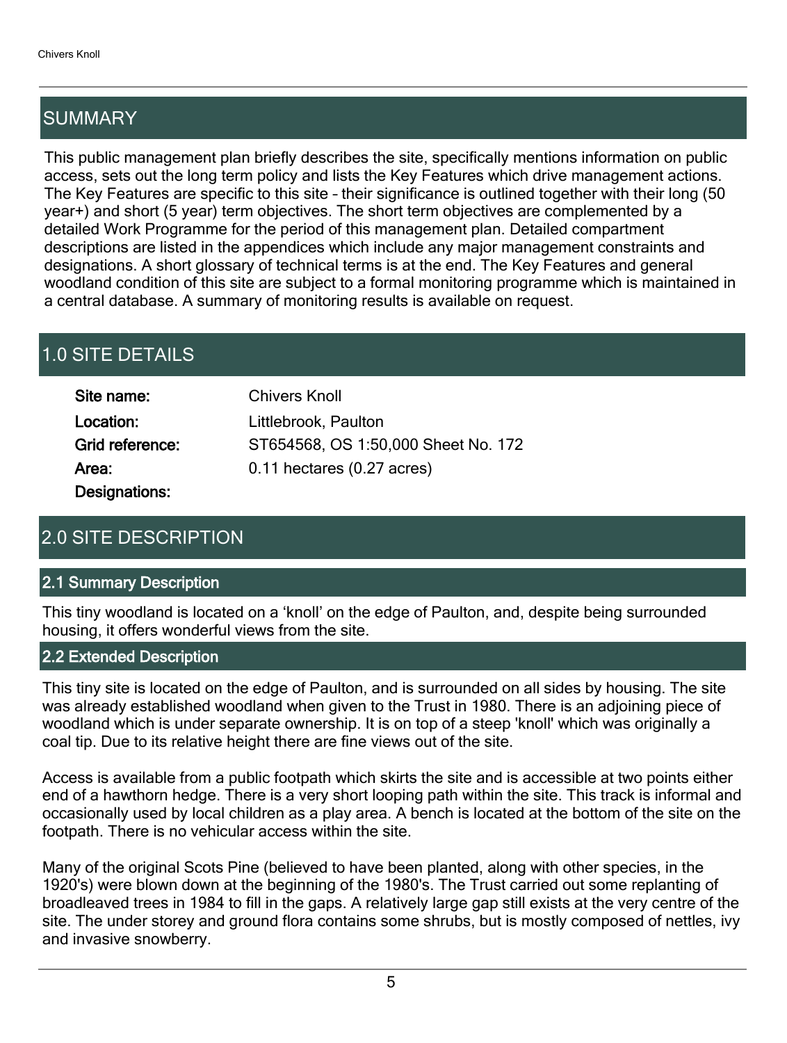## SUMMARY

This public management plan briefly describes the site, specifically mentions information on public access, sets out the long term policy and lists the Key Features which drive management actions. The Key Features are specific to this site – their significance is outlined together with their long (50 year+) and short (5 year) term objectives. The short term objectives are complemented by a detailed Work Programme for the period of this management plan. Detailed compartment descriptions are listed in the appendices which include any major management constraints and designations. A short glossary of technical terms is at the end. The Key Features and general woodland condition of this site are subject to a formal monitoring programme which is maintained in a central database. A summary of monitoring results is available on request.

## 1.0 SITE DETAILS

**Site name:** Chivers Knoll

**Location:** Littlebrook, Paulton

**Grid reference:** ST654568, OS 1:50,000 Sheet No. 172

**Area:** 0.11 hectares (0.27 acres)

**Designations:**

## 2.0 SITE DESCRIPTION

### 2.1 Summary Description

This tiny woodland is located on a 'knoll' on the edge of Paulton, and, despite being surrounded housing, it offers wonderful views from the site.

### 2.2 Extended Description

This tiny site is located on the edge of Paulton, and is surrounded on all sides by housing. The site was already established woodland when given to the Trust in 1980. There is an adjoining piece of woodland which is under separate ownership. It is on top of a steep 'knoll' which was originally a coal tip. Due to its relative height there are fine views out of the site.

Access is available from a public footpath which skirts the site and is accessible at two points either end of a hawthorn hedge. There is a very short looping path within the site. This track is informal and occasionally used by local children as a play area. A bench is located at the bottom of the site on the footpath. There is no vehicular access within the site.

Many of the original Scots Pine (believed to have been planted, along with other species, in the 1920's) were blown down at the beginning of the 1980's. The Trust carried out some replanting of broadleaved trees in 1984 to fill in the gaps. A relatively large gap still exists at the very centre of the site. The under storey and ground flora contains some shrubs, but is mostly composed of nettles, ivy and invasive snowberry.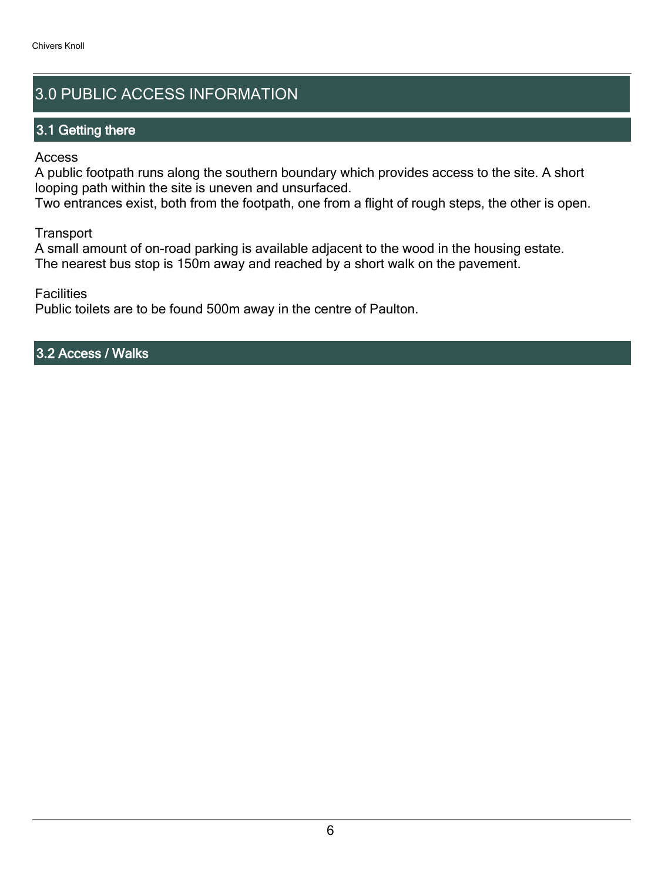# 3.0 PUBLIC ACCESS INFORMATION

## 3.1 Getting there

Access
A public footpath runs along the southern boundary which provides access to the site. A short looping path within the site is uneven and unsurfaced.
Two entrances exist, both from the footpath, one from a flight of rough steps, the other is open.

Transport
A small amount of on-road parking is available adjacent to the wood in the housing estate.
The nearest bus stop is 150m away and reached by a short walk on the pavement.

Facilities
Public toilets are to be found 500m away in the centre of Paulton.

## 3.2 Access / Walks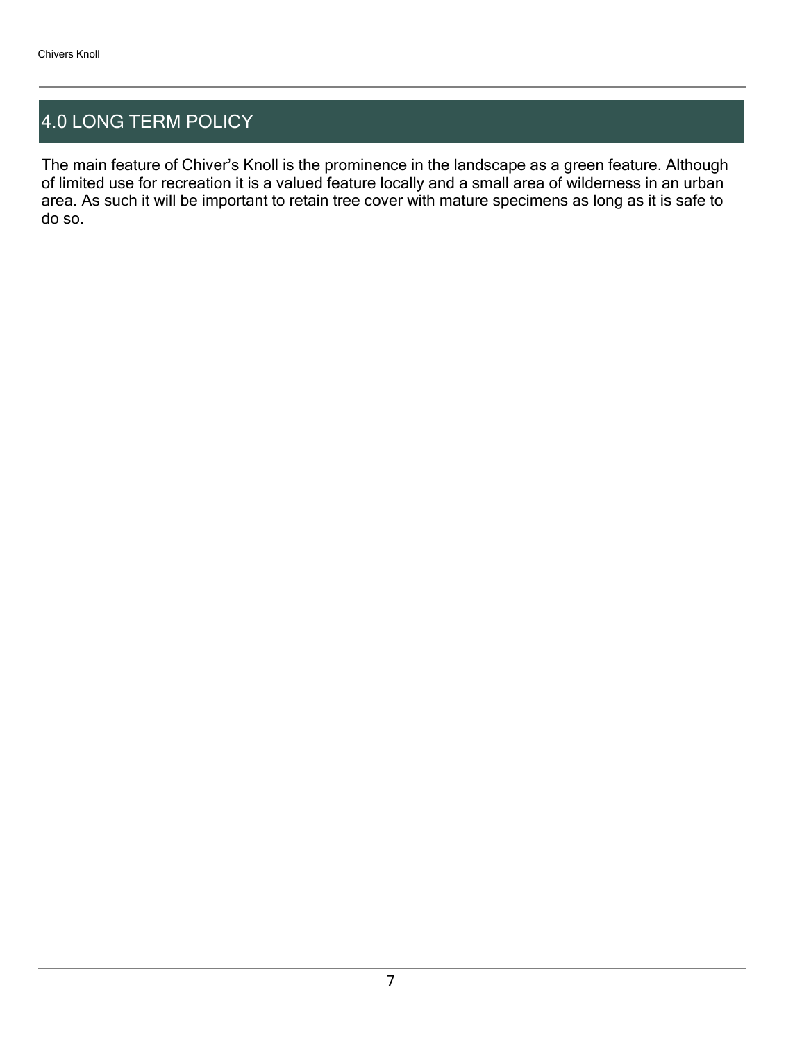## 4.0 LONG TERM POLICY

The main feature of Chiver's Knoll is the prominence in the landscape as a green feature. Although of limited use for recreation it is a valued feature locally and a small area of wilderness in an urban area. As such it will be important to retain tree cover with mature specimens as long as it is safe to do so.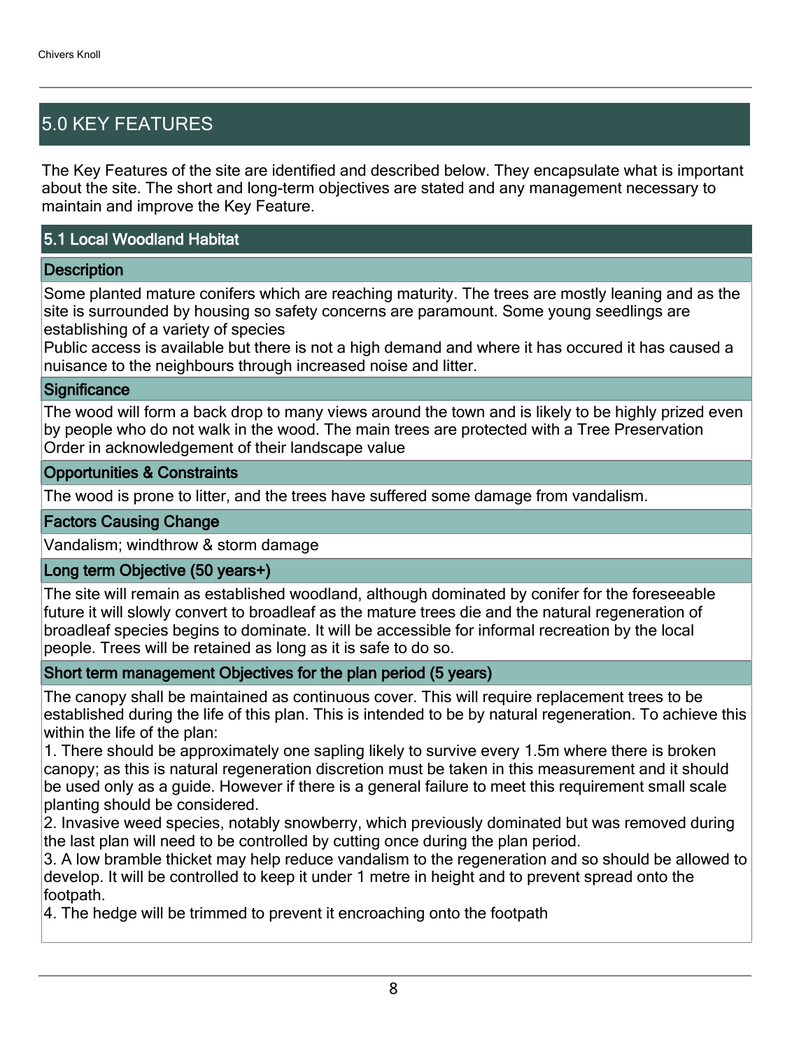## 5.0 KEY FEATURES

The Key Features of the site are identified and described below. They encapsulate what is important about the site. The short and long-term objectives are stated and any management necessary to maintain and improve the Key Feature.

### 5.1 Local Woodland Habitat

#### Description

Some planted mature conifers which are reaching maturity. The trees are mostly leaning and as the site is surrounded by housing so safety concerns are paramount. Some young seedlings are establishing of a variety of species
Public access is available but there is not a high demand and where it has occured it has caused a nuisance to the neighbours through increased noise and litter.

#### Significance

The wood will form a back drop to many views around the town and is likely to be highly prized even by people who do not walk in the wood. The main trees are protected with a Tree Preservation Order in acknowledgement of their landscape value

#### Opportunities & Constraints

The wood is prone to litter, and the trees have suffered some damage from vandalism.

#### Factors Causing Change

Vandalism; windthrow & storm damage

#### Long term Objective (50 years+)

The site will remain as established woodland, although dominated by conifer for the foreseeable future it will slowly convert to broadleaf as the mature trees die and the natural regeneration of broadleaf species begins to dominate. It will be accessible for informal recreation by the local people. Trees will be retained as long as it is safe to do so.

#### Short term management Objectives for the plan period (5 years)

The canopy shall be maintained as continuous cover. This will require replacement trees to be established during the life of this plan. This is intended to be by natural regeneration. To achieve this within the life of the plan:
1. There should be approximately one sapling likely to survive every 1.5m where there is broken canopy; as this is natural regeneration discretion must be taken in this measurement and it should be used only as a guide. However if there is a general failure to meet this requirement small scale planting should be considered.
2. Invasive weed species, notably snowberry, which previously dominated but was removed during the last plan will need to be controlled by cutting once during the plan period.
3. A low bramble thicket may help reduce vandalism to the regeneration and so should be allowed to develop. It will be controlled to keep it under 1 metre in height and to prevent spread onto the footpath.
4. The hedge will be trimmed to prevent it encroaching onto the footpath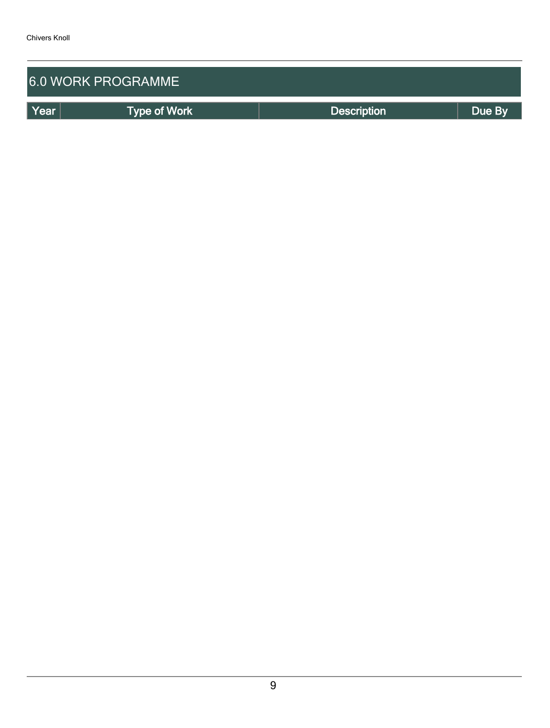## 6.0 WORK PROGRAMME

| Year | Type of Work | Description | Due By |
| --- | --- | --- | --- |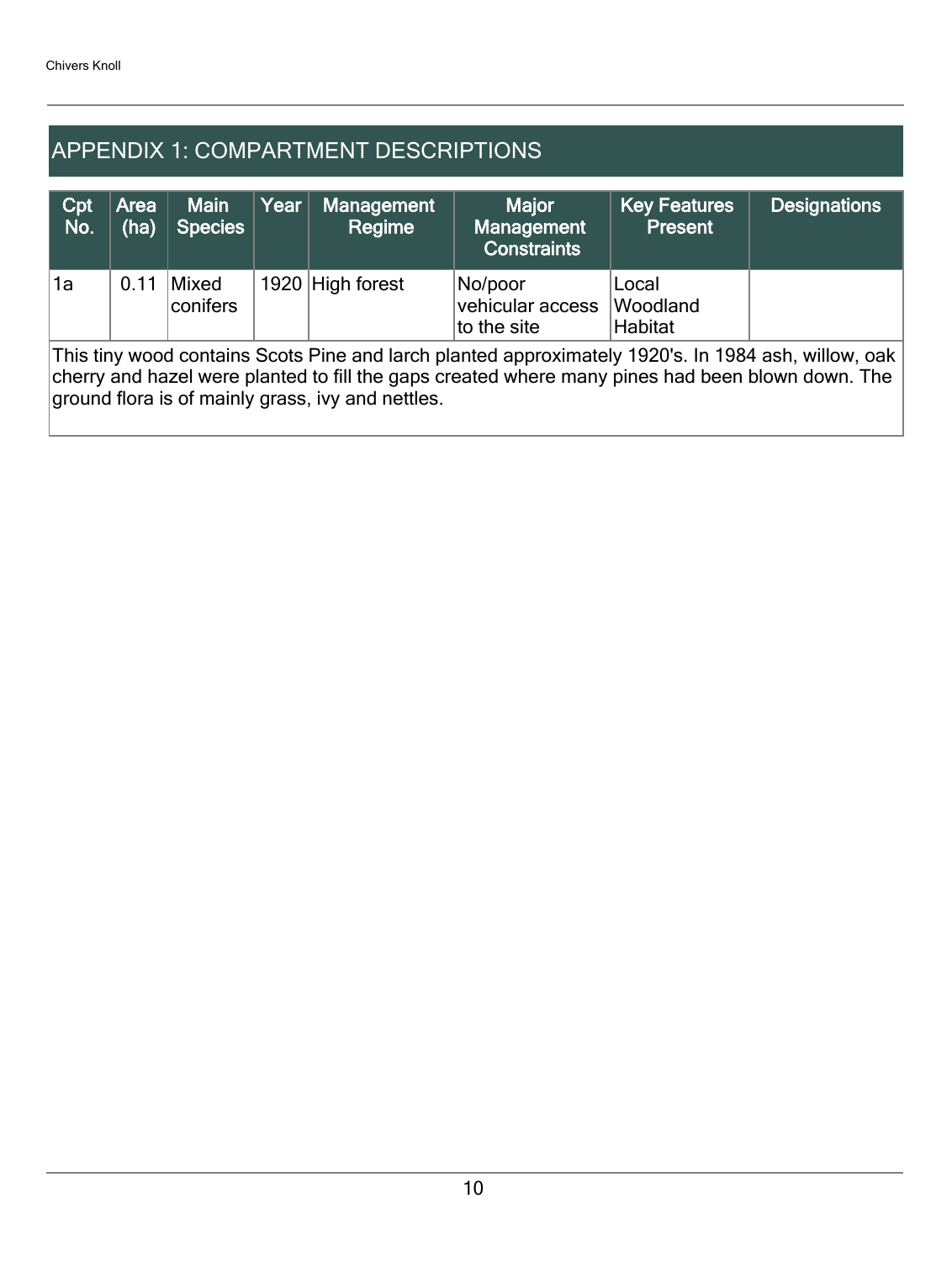## APPENDIX 1: COMPARTMENT DESCRIPTIONS

| Cpt No. | Area (ha) | Main Species | Year | Management Regime | Major Management Constraints | Key Features Present | Designations |
|---|---|---|---|---|---|---|---|
| 1a | 0.11 | Mixed conifers | 1920 | High forest | No/poor vehicular access to the site | Local Woodland Habitat | |

This tiny wood contains Scots Pine and larch planted approximately 1920's. In 1984 ash, willow, oak cherry and hazel were planted to fill the gaps created where many pines had been blown down. The ground flora is of mainly grass, ivy and nettles.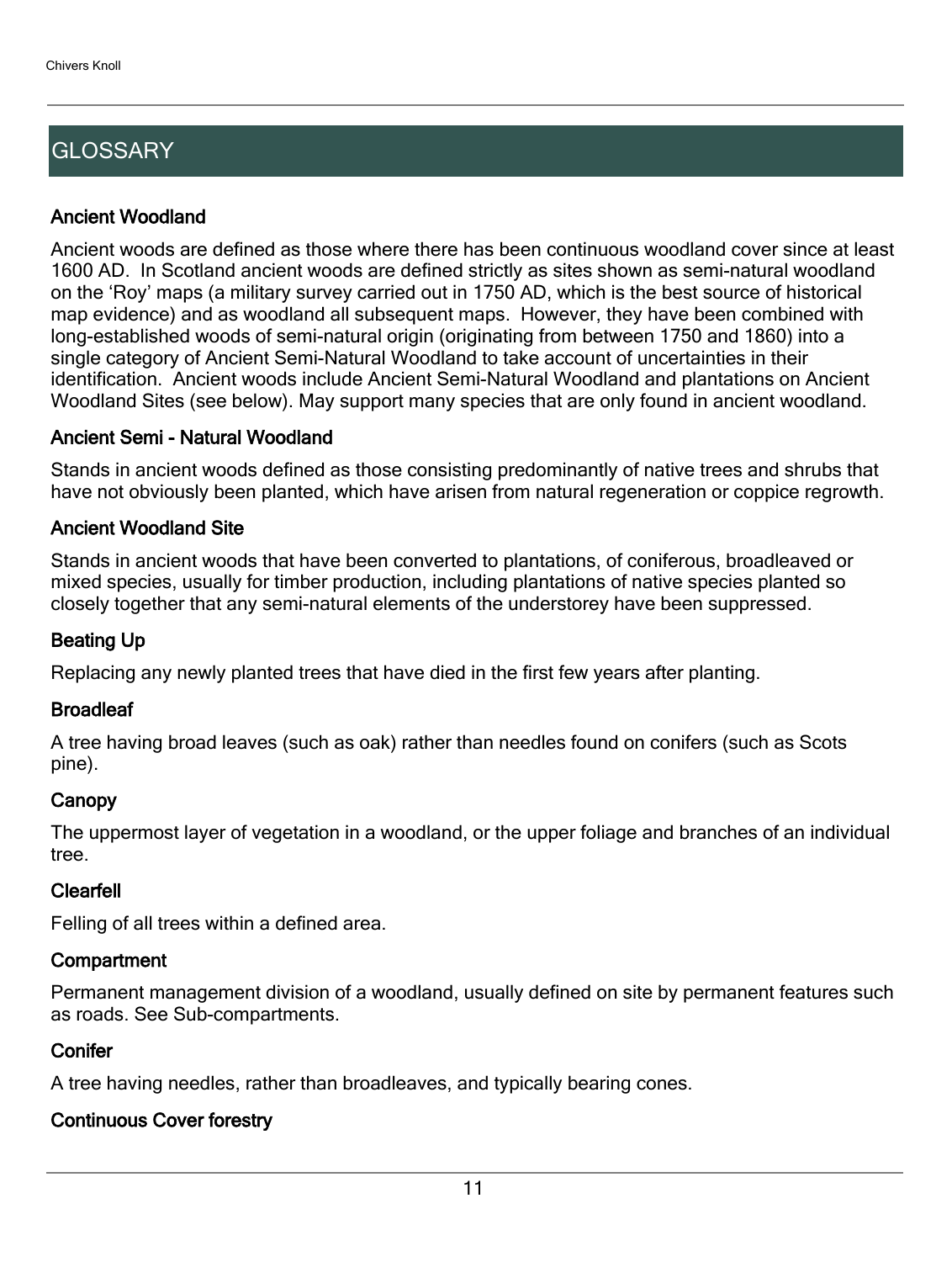## GLOSSARY

### Ancient Woodland

Ancient woods are defined as those where there has been continuous woodland cover since at least 1600 AD. In Scotland ancient woods are defined strictly as sites shown as semi-natural woodland on the 'Roy' maps (a military survey carried out in 1750 AD, which is the best source of historical map evidence) and as woodland all subsequent maps. However, they have been combined with long-established woods of semi-natural origin (originating from between 1750 and 1860) into a single category of Ancient Semi-Natural Woodland to take account of uncertainties in their identification. Ancient woods include Ancient Semi-Natural Woodland and plantations on Ancient Woodland Sites (see below). May support many species that are only found in ancient woodland.

### Ancient Semi - Natural Woodland

Stands in ancient woods defined as those consisting predominantly of native trees and shrubs that have not obviously been planted, which have arisen from natural regeneration or coppice regrowth.

### Ancient Woodland Site

Stands in ancient woods that have been converted to plantations, of coniferous, broadleaved or mixed species, usually for timber production, including plantations of native species planted so closely together that any semi-natural elements of the understorey have been suppressed.

### Beating Up

Replacing any newly planted trees that have died in the first few years after planting.

### Broadleaf

A tree having broad leaves (such as oak) rather than needles found on conifers (such as Scots pine).

### Canopy

The uppermost layer of vegetation in a woodland, or the upper foliage and branches of an individual tree.

### Clearfell

Felling of all trees within a defined area.

### Compartment

Permanent management division of a woodland, usually defined on site by permanent features such as roads. See Sub-compartments.

### Conifer

A tree having needles, rather than broadleaves, and typically bearing cones.

### Continuous Cover forestry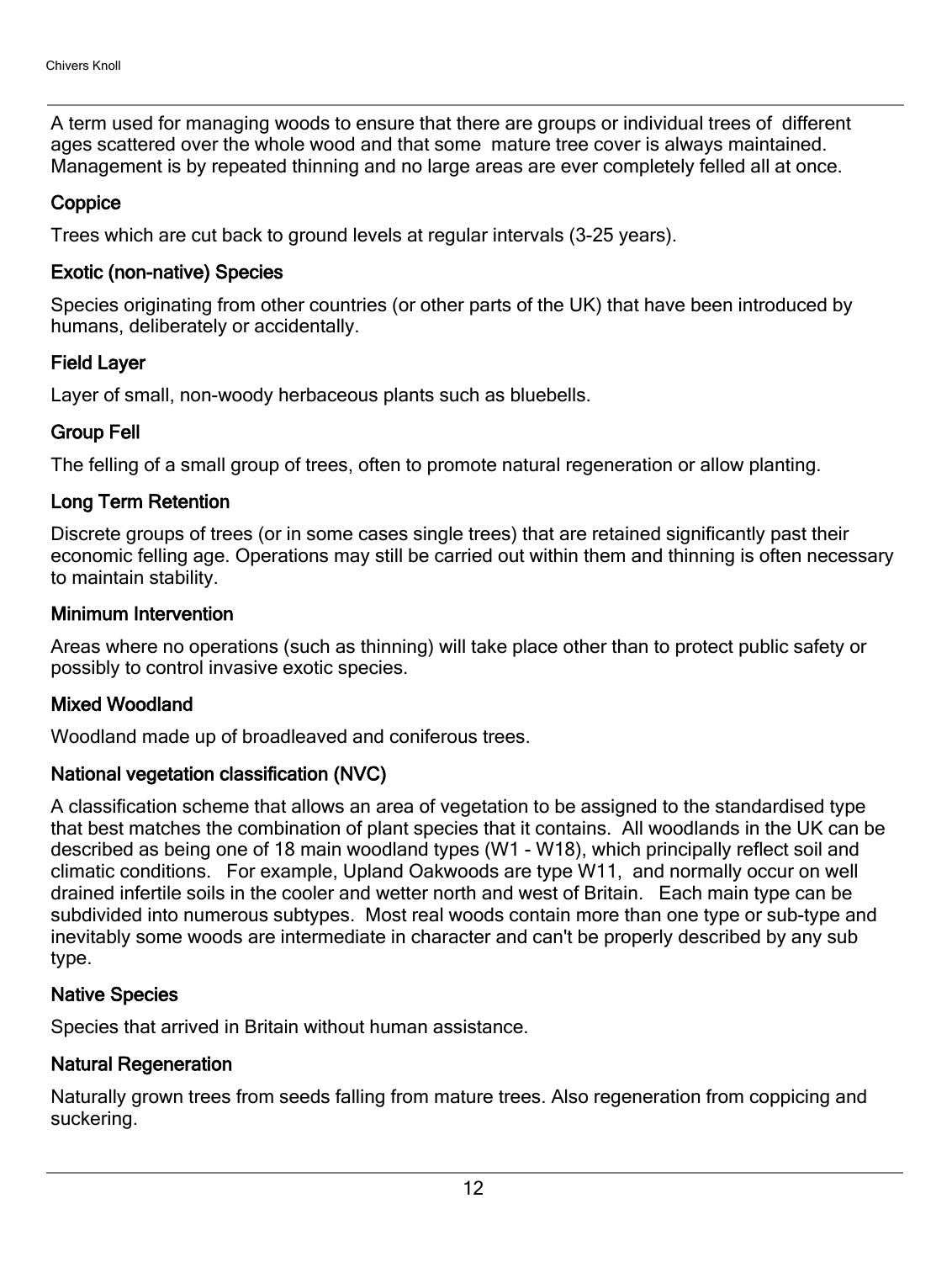A term used for managing woods to ensure that there are groups or individual trees of different ages scattered over the whole wood and that some mature tree cover is always maintained. Management is by repeated thinning and no large areas are ever completely felled all at once.

### Coppice

Trees which are cut back to ground levels at regular intervals (3-25 years).

### Exotic (non-native) Species

Species originating from other countries (or other parts of the UK) that have been introduced by humans, deliberately or accidentally.

### Field Layer

Layer of small, non-woody herbaceous plants such as bluebells.

### Group Fell

The felling of a small group of trees, often to promote natural regeneration or allow planting.

### Long Term Retention

Discrete groups of trees (or in some cases single trees) that are retained significantly past their economic felling age. Operations may still be carried out within them and thinning is often necessary to maintain stability.

### Minimum Intervention

Areas where no operations (such as thinning) will take place other than to protect public safety or possibly to control invasive exotic species.

### Mixed Woodland

Woodland made up of broadleaved and coniferous trees.

### National vegetation classification (NVC)

A classification scheme that allows an area of vegetation to be assigned to the standardised type that best matches the combination of plant species that it contains. All woodlands in the UK can be described as being one of 18 main woodland types (W1 - W18), which principally reflect soil and climatic conditions. For example, Upland Oakwoods are type W11, and normally occur on well drained infertile soils in the cooler and wetter north and west of Britain. Each main type can be subdivided into numerous subtypes. Most real woods contain more than one type or sub-type and inevitably some woods are intermediate in character and can't be properly described by any sub type.

### Native Species

Species that arrived in Britain without human assistance.

### Natural Regeneration

Naturally grown trees from seeds falling from mature trees. Also regeneration from coppicing and suckering.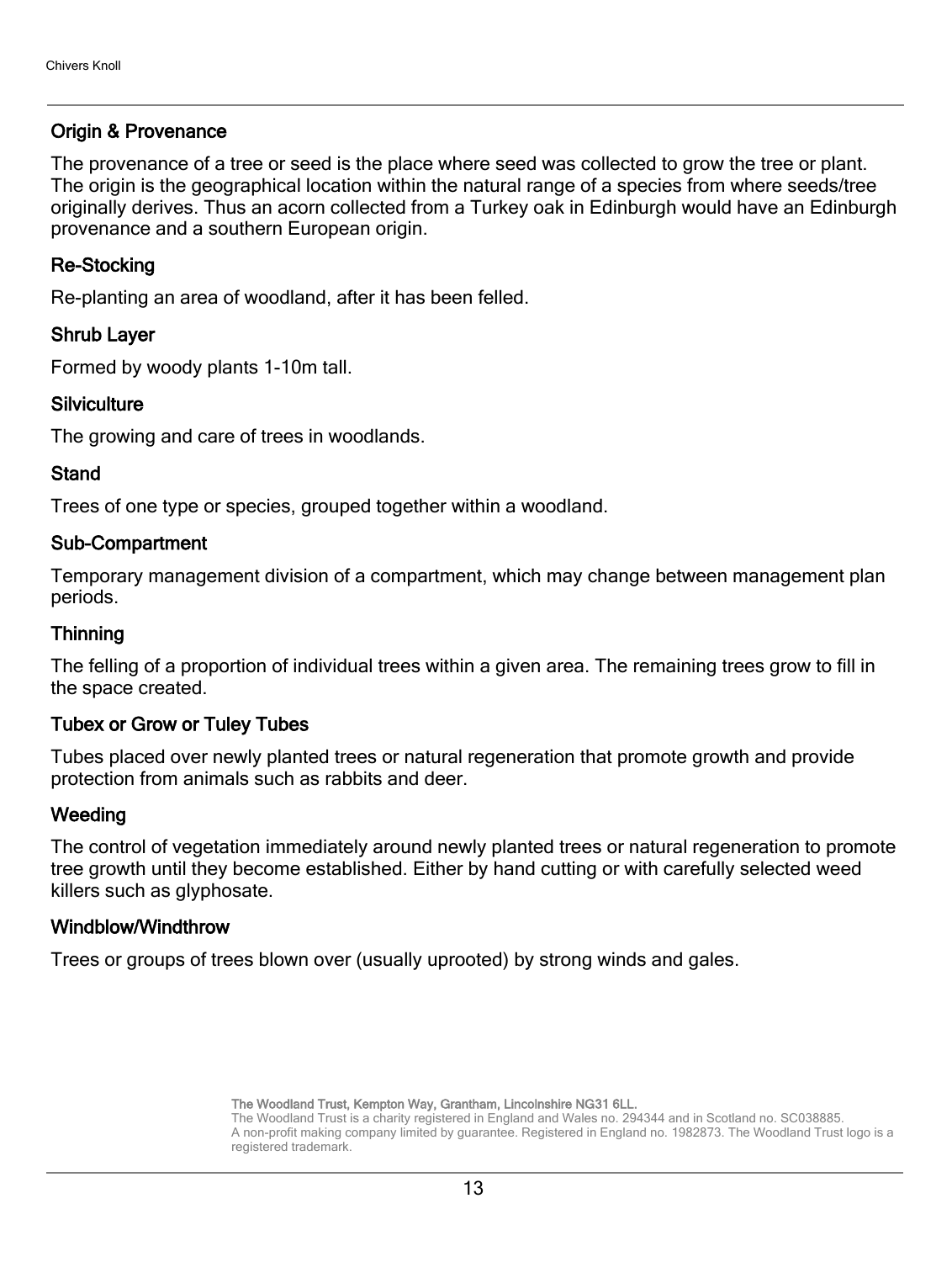### Origin & Provenance

The provenance of a tree or seed is the place where seed was collected to grow the tree or plant. The origin is the geographical location within the natural range of a species from where seeds/tree originally derives. Thus an acorn collected from a Turkey oak in Edinburgh would have an Edinburgh provenance and a southern European origin.

### Re-Stocking

Re-planting an area of woodland, after it has been felled.

### Shrub Layer

Formed by woody plants 1-10m tall.

### Silviculture

The growing and care of trees in woodlands.

### Stand

Trees of one type or species, grouped together within a woodland.

### Sub-Compartment

Temporary management division of a compartment, which may change between management plan periods.

### Thinning

The felling of a proportion of individual trees within a given area. The remaining trees grow to fill in the space created.

### Tubex or Grow or Tuley Tubes

Tubes placed over newly planted trees or natural regeneration that promote growth and provide protection from animals such as rabbits and deer.

### Weeding

The control of vegetation immediately around newly planted trees or natural regeneration to promote tree growth until they become established. Either by hand cutting or with carefully selected weed killers such as glyphosate.

### Windblow/Windthrow

Trees or groups of trees blown over (usually uprooted) by strong winds and gales.